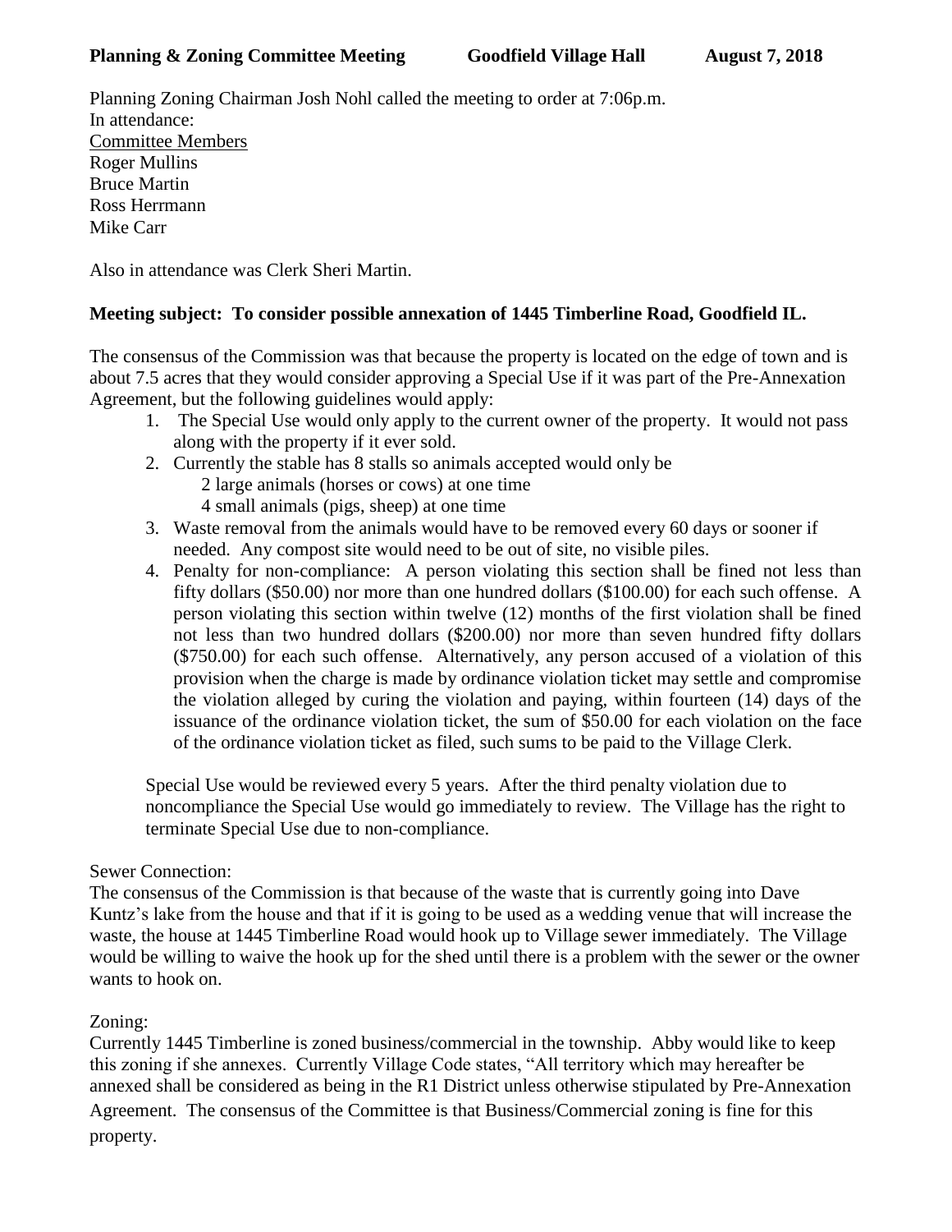**Planning & Zoning Committee Meeting Goodfield Village Hall August 7, 2018**

Planning Zoning Chairman Josh Nohl called the meeting to order at 7:06p.m.
In attendance:
Committee Members
Roger Mullins
Bruce Martin
Ross Herrmann
Mike Carr

Also in attendance was Clerk Sheri Martin.

**Meeting subject: To consider possible annexation of 1445 Timberline Road, Goodfield IL.**

The consensus of the Commission was that because the property is located on the edge of town and is about 7.5 acres that they would consider approving a Special Use if it was part of the Pre-Annexation Agreement, but the following guidelines would apply:

1. The Special Use would only apply to the current owner of the property. It would not pass along with the property if it ever sold.
2. Currently the stable has 8 stalls so animals accepted would only be
   2 large animals (horses or cows) at one time
   4 small animals (pigs, sheep) at one time
3. Waste removal from the animals would have to be removed every 60 days or sooner if needed. Any compost site would need to be out of site, no visible piles.
4. Penalty for non-compliance: A person violating this section shall be fined not less than fifty dollars ($50.00) nor more than one hundred dollars ($100.00) for each such offense. A person violating this section within twelve (12) months of the first violation shall be fined not less than two hundred dollars ($200.00) nor more than seven hundred fifty dollars ($750.00) for each such offense. Alternatively, any person accused of a violation of this provision when the charge is made by ordinance violation ticket may settle and compromise the violation alleged by curing the violation and paying, within fourteen (14) days of the issuance of the ordinance violation ticket, the sum of $50.00 for each violation on the face of the ordinance violation ticket as filed, such sums to be paid to the Village Clerk.

Special Use would be reviewed every 5 years. After the third penalty violation due to noncompliance the Special Use would go immediately to review. The Village has the right to terminate Special Use due to non-compliance.

Sewer Connection:
The consensus of the Commission is that because of the waste that is currently going into Dave Kuntz's lake from the house and that if it is going to be used as a wedding venue that will increase the waste, the house at 1445 Timberline Road would hook up to Village sewer immediately. The Village would be willing to waive the hook up for the shed until there is a problem with the sewer or the owner wants to hook on.

Zoning:
Currently 1445 Timberline is zoned business/commercial in the township. Abby would like to keep this zoning if she annexes. Currently Village Code states, "All territory which may hereafter be annexed shall be considered as being in the R1 District unless otherwise stipulated by Pre-Annexation Agreement. The consensus of the Committee is that Business/Commercial zoning is fine for this property.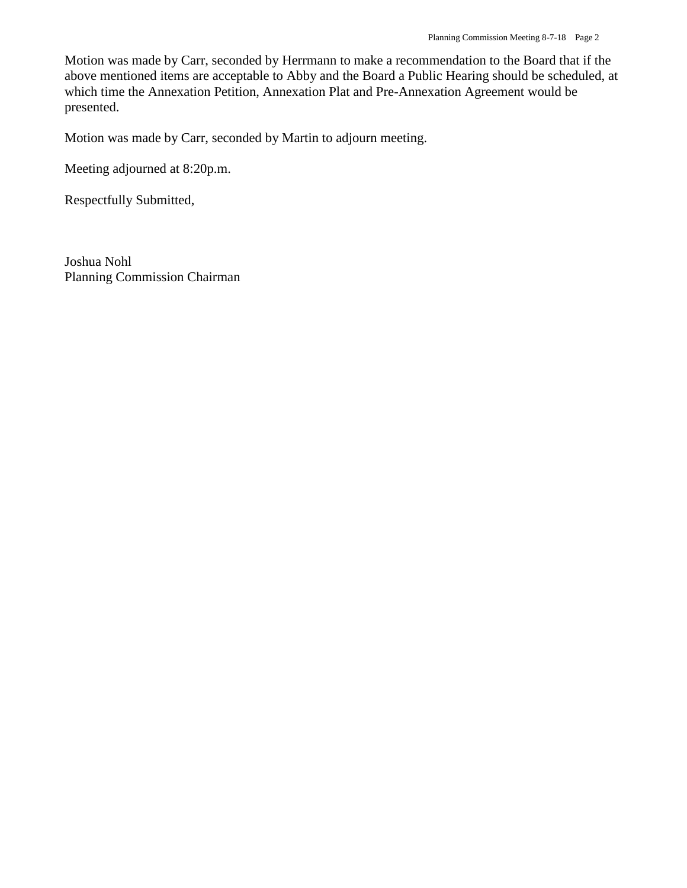Motion was made by Carr, seconded by Herrmann to make a recommendation to the Board that if the above mentioned items are acceptable to Abby and the Board a Public Hearing should be scheduled, at which time the Annexation Petition, Annexation Plat and Pre-Annexation Agreement would be presented.

Motion was made by Carr, seconded by Martin to adjourn meeting.

Meeting adjourned at 8:20p.m.

Respectfully Submitted,

Joshua Nohl
Planning Commission Chairman